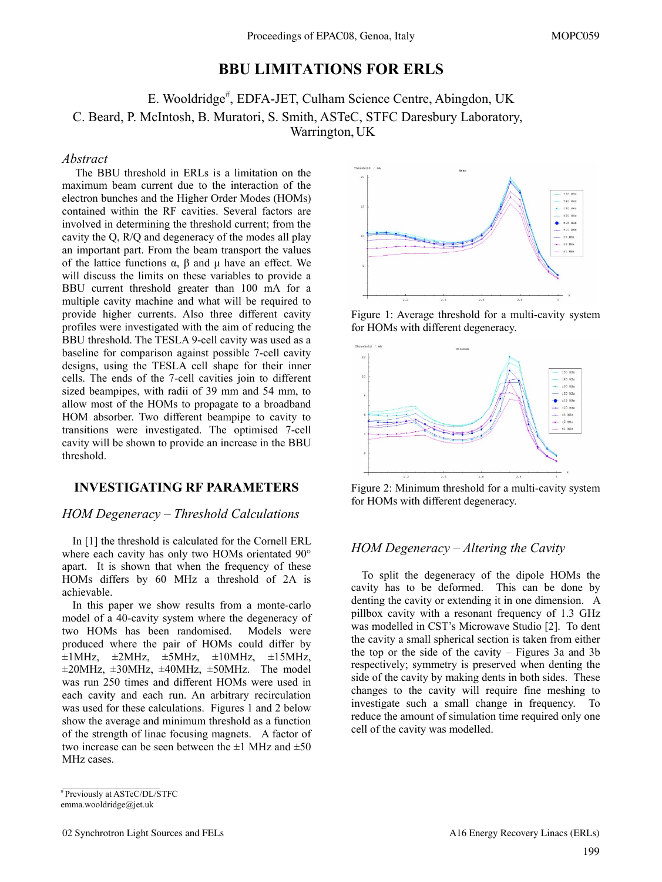# BBU LIMITATIONS FOR ERLS

E. Wooldridge[#], EDFA-JET, Culham Science Centre, Abingdon, UK
C. Beard, P. McIntosh, B. Muratori, S. Smith, ASTeC, STFC Daresbury Laboratory, Warrington, UK

### *Abstract*

The BBU threshold in ERLs is a limitation on the maximum beam current due to the interaction of the electron bunches and the Higher Order Modes (HOMs) contained within the RF cavities. Several factors are involved in determining the threshold current; from the cavity the Q, R/Q and degeneracy of the modes all play an important part. From the beam transport the values of the lattice functions α, β and μ have an effect. We will discuss the limits on these variables to provide a BBU current threshold greater than 100 mA for a multiple cavity machine and what will be required to provide higher currents. Also three different cavity profiles were investigated with the aim of reducing the BBU threshold. The TESLA 9-cell cavity was used as a baseline for comparison against possible 7-cell cavity designs, using the TESLA cell shape for their inner cells. The ends of the 7-cell cavities join to different sized beampipes, with radii of 39 mm and 54 mm, to allow most of the HOMs to propagate to a broadband HOM absorber. Two different beampipe to cavity to transitions were investigated. The optimised 7-cell cavity will be shown to provide an increase in the BBU threshold.

## INVESTIGATING RF PARAMETERS

### *HOM Degeneracy – Threshold Calculations*

In [1] the threshold is calculated for the Cornell ERL where each cavity has only two HOMs orientated 90° apart. It is shown that when the frequency of these HOMs differs by 60 MHz a threshold of 2A is achievable.

In this paper we show results from a monte-carlo model of a 40-cavity system where the degeneracy of two HOMs has been randomised. Models were produced where the pair of HOMs could differ by ±1MHz, ±2MHz, ±5MHz, ±10MHz, ±15MHz, ±20MHz, ±30MHz, ±40MHz, ±50MHz. The model was run 250 times and different HOMs were used in each cavity and each run. An arbitrary recirculation was used for these calculations. Figures 1 and 2 below show the average and minimum threshold as a function of the strength of linac focusing magnets. A factor of two increase can be seen between the ±1 MHz and ±50 MHz cases.

Figure 1: Average threshold for a multi-cavity system for HOMs with different degeneracy.

Figure 2: Minimum threshold for a multi-cavity system for HOMs with different degeneracy.

### *HOM Degeneracy – Altering the Cavity*

To split the degeneracy of the dipole HOMs the cavity has to be deformed. This can be done by denting the cavity or extending it in one dimension. A pillbox cavity with a resonant frequency of 1.3 GHz was modelled in CST's Microwave Studio [2]. To dent the cavity a small spherical section is taken from either the top or the side of the cavity – Figures 3a and 3b respectively; symmetry is preserved when denting the side of the cavity by making dents in both sides. These changes to the cavity will require fine meshing to investigate such a small change in frequency. To reduce the amount of simulation time required only one cell of the cavity was modelled.

[#] Previously at ASTeC/DL/STFC
emma.wooldridge@jet.uk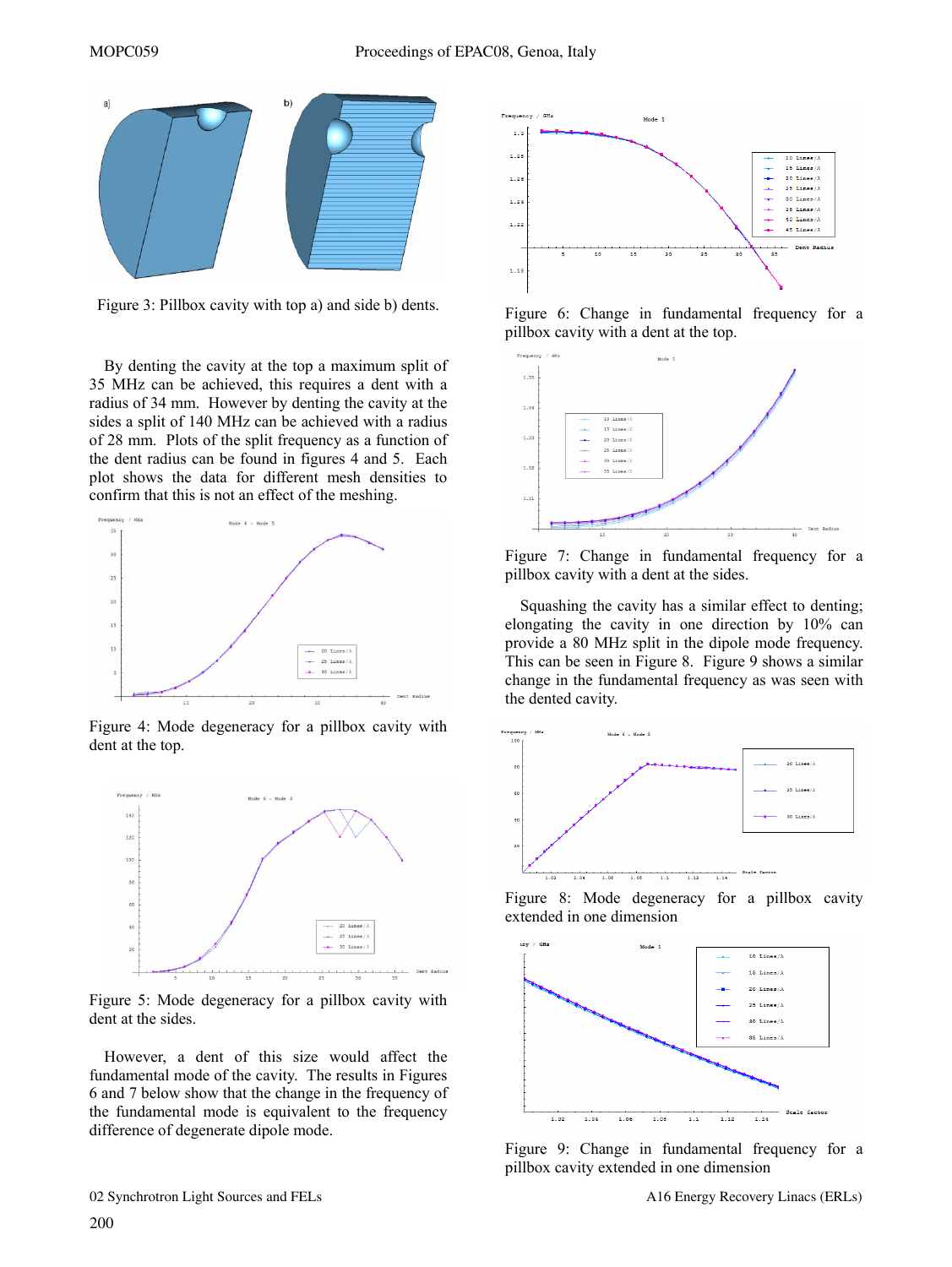Figure 3: Pillbox cavity with top a) and side b) dents.

By denting the cavity at the top a maximum split of 35 MHz can be achieved, this requires a dent with a radius of 34 mm. However by denting the cavity at the sides a split of 140 MHz can be achieved with a radius of 28 mm. Plots of the split frequency as a function of the dent radius can be found in figures 4 and 5. Each plot shows the data for different mesh densities to confirm that this is not an effect of the meshing.

Figure 4: Mode degeneracy for a pillbox cavity with dent at the top.

Figure 5: Mode degeneracy for a pillbox cavity with dent at the sides.

However, a dent of this size would affect the fundamental mode of the cavity. The results in Figures 6 and 7 below show that the change in the frequency of the fundamental mode is equivalent to the frequency difference of degenerate dipole mode.

Figure 6: Change in fundamental frequency for a pillbox cavity with a dent at the top.

Figure 7: Change in fundamental frequency for a pillbox cavity with a dent at the sides.

Squashing the cavity has a similar effect to denting; elongating the cavity in one direction by 10% can provide a 80 MHz split in the dipole mode frequency. This can be seen in Figure 8. Figure 9 shows a similar change in the fundamental frequency as was seen with the dented cavity.

Figure 8: Mode degeneracy for a pillbox cavity extended in one dimension

Figure 9: Change in fundamental frequency for a pillbox cavity extended in one dimension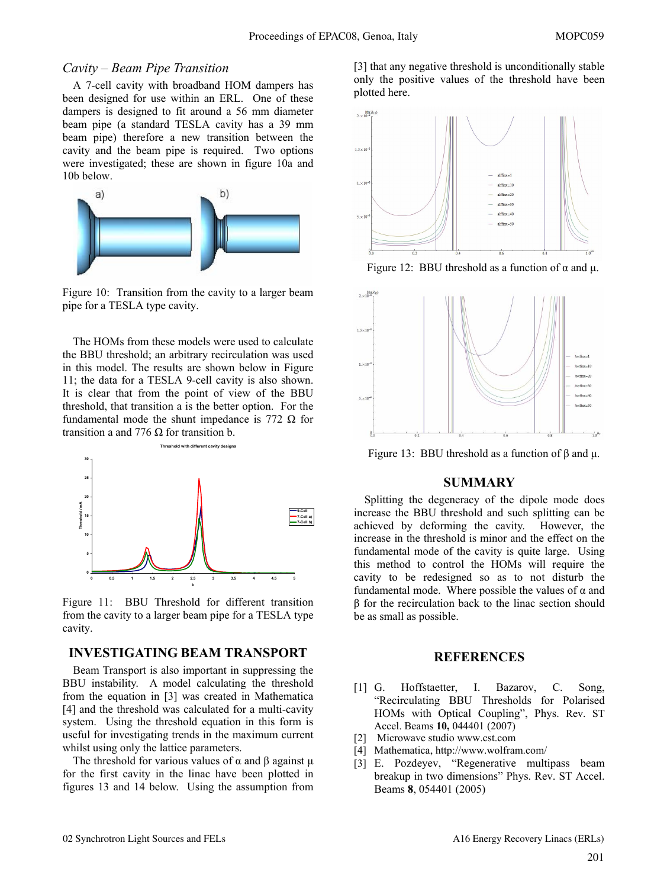### *Cavity – Beam Pipe Transition*

A 7-cell cavity with broadband HOM dampers has been designed for use within an ERL. One of these dampers is designed to fit around a 56 mm diameter beam pipe (a standard TESLA cavity has a 39 mm beam pipe) therefore a new transition between the cavity and the beam pipe is required. Two options were investigated; these are shown in figure 10a and 10b below.

a) b)

Figure 10: Transition from the cavity to a larger beam pipe for a TESLA type cavity.

The HOMs from these models were used to calculate the BBU threshold; an arbitrary recirculation was used in this model. The results are shown below in Figure 11; the data for a TESLA 9-cell cavity is also shown. It is clear that from the point of view of the BBU threshold, that transition a is the better option. For the fundamental mode the shunt impedance is 772 Ω for transition a and 776 Ω for transition b.

Threshold with different cavity designs

Threshold / mA

k

0, 0.5, 1, 1.5, 2, 2.5, 3, 3.5, 4, 4.5, 5

0, 5, 10, 15, 20, 25, 30

9-Cell
7-Cell a)
7-Cell b)

Figure 11: BBU Threshold for different transition from the cavity to a larger beam pipe for a TESLA type cavity.

## INVESTIGATING BEAM TRANSPORT

Beam Transport is also important in suppressing the BBU instability. A model calculating the threshold from the equation in [3] was created in Mathematica [4] and the threshold was calculated for a multi-cavity system. Using the threshold equation in this form is useful for investigating trends in the maximum current whilst using only the lattice parameters.

The threshold for various values of α and β against μ for the first cavity in the linac have been plotted in figures 13 and 14 below. Using the assumption from [3] that any negative threshold is unconditionally stable only the positive values of the threshold have been plotted here.

alffinx=1
alffinx=10
alffinx=20
alffinx=30
alffinx=40
alffinx=50

Figure 12: BBU threshold as a function of α and μ.

betfinx=1
betfinx=10
betfinx=20
betfinx=30
betfinx=40
betfinx=50

Figure 13: BBU threshold as a function of β and μ.

## SUMMARY

Splitting the degeneracy of the dipole mode does increase the BBU threshold and such splitting can be achieved by deforming the cavity. However, the increase in the threshold is minor and the effect on the fundamental mode of the cavity is quite large. Using this method to control the HOMs will require the cavity to be redesigned so as to not disturb the fundamental mode. Where possible the values of α and β for the recirculation back to the linac section should be as small as possible.

## REFERENCES

[1] G. Hoffstaetter, I. Bazarov, C. Song, "Recirculating BBU Thresholds for Polarised HOMs with Optical Coupling", Phys. Rev. ST Accel. Beams **10,** 044401 (2007)

[2] Microwave studio www.cst.com

[4] Mathematica, http://www.wolfram.com/

[3] E. Pozdeyev, "Regenerative multipass beam breakup in two dimensions" Phys. Rev. ST Accel. Beams **8**, 054401 (2005)